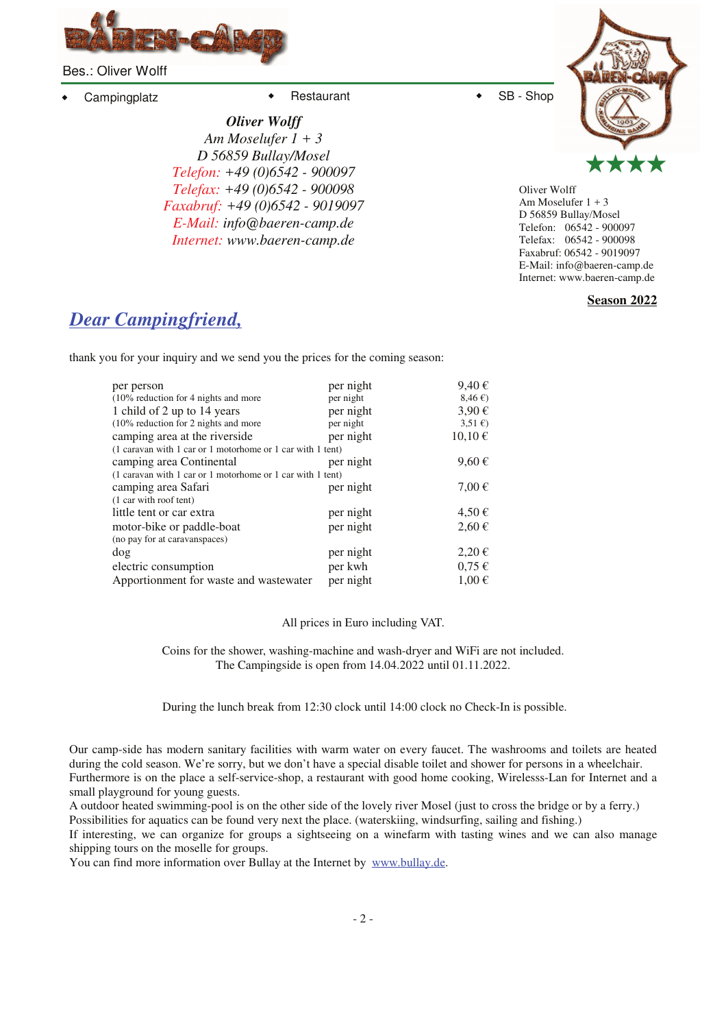Bes.: Oliver Wolff

- Campingplatz
- Restaurant
- SB - Shop

***Oliver Wolff***
*Am Moselufer 1 + 3*
*D 56859 Bullay/Mosel*
*Telefon: +49 (0)6542 - 900097*
*Telefax: +49 (0)6542 - 900098*
*Faxabruf: +49 (0)6542 - 9019097*
*E-Mail: info@baeren-camp.de*
*Internet: www.baeren-camp.de*

Oliver Wolff
Am Moselufer 1 + 3
D 56859 Bullay/Mosel
Telefon: 06542 - 900097
Telefax: 06542 - 900098
Faxabruf: 06542 - 9019097
E-Mail: info@baeren-camp.de
Internet: www.baeren-camp.de

**Season 2022**

## *Dear Campingfriend,*

thank you for your inquiry and we send you the prices for the coming season:

| | | |
|---|---|---|
| per person | per night | 9,40 € |
| (10% reduction for 4 nights and more | per night | 8,46 €) |
| 1 child of 2 up to 14 years | per night | 3,90 € |
| (10% reduction for 2 nights and more | per night | 3,51 €) |
| camping area at the riverside | per night | 10,10 € |
| (1 caravan with 1 car or 1 motorhome or 1 car with 1 tent) | | |
| camping area Continental | per night | 9,60 € |
| (1 caravan with 1 car or 1 motorhome or 1 car with 1 tent) | | |
| camping area Safari | per night | 7,00 € |
| (1 car with roof tent) | | |
| little tent or car extra | per night | 4,50 € |
| motor-bike or paddle-boat | per night | 2,60 € |
| (no pay for at caravanspaces) | | |
| dog | per night | 2,20 € |
| electric consumption | per kwh | 0,75 € |
| Apportionment for waste and wastewater | per night | 1,00 € |

All prices in Euro including VAT.

Coins for the shower, washing-machine and wash-dryer and WiFi are not included.
The Campingside is open from 14.04.2022 until 01.11.2022.

During the lunch break from 12:30 clock until 14:00 clock no Check-In is possible.

Our camp-side has modern sanitary facilities with warm water on every faucet. The washrooms and toilets are heated during the cold season. We're sorry, but we don't have a special disable toilet and shower for persons in a wheelchair. Furthermore is on the place a self-service-shop, a restaurant with good home cooking, Wirelesss-Lan for Internet and a small playground for young guests.
A outdoor heated swimming-pool is on the other side of the lovely river Mosel (just to cross the bridge or by a ferry.)
Possibilities for aquatics can be found very next the place. (waterskiing, windsurfing, sailing and fishing.)
If interesting, we can organize for groups a sightseeing on a winefarm with tasting wines and we can also manage shipping tours on the moselle for groups.
You can find more information over Bullay at the Internet by www.bullay.de.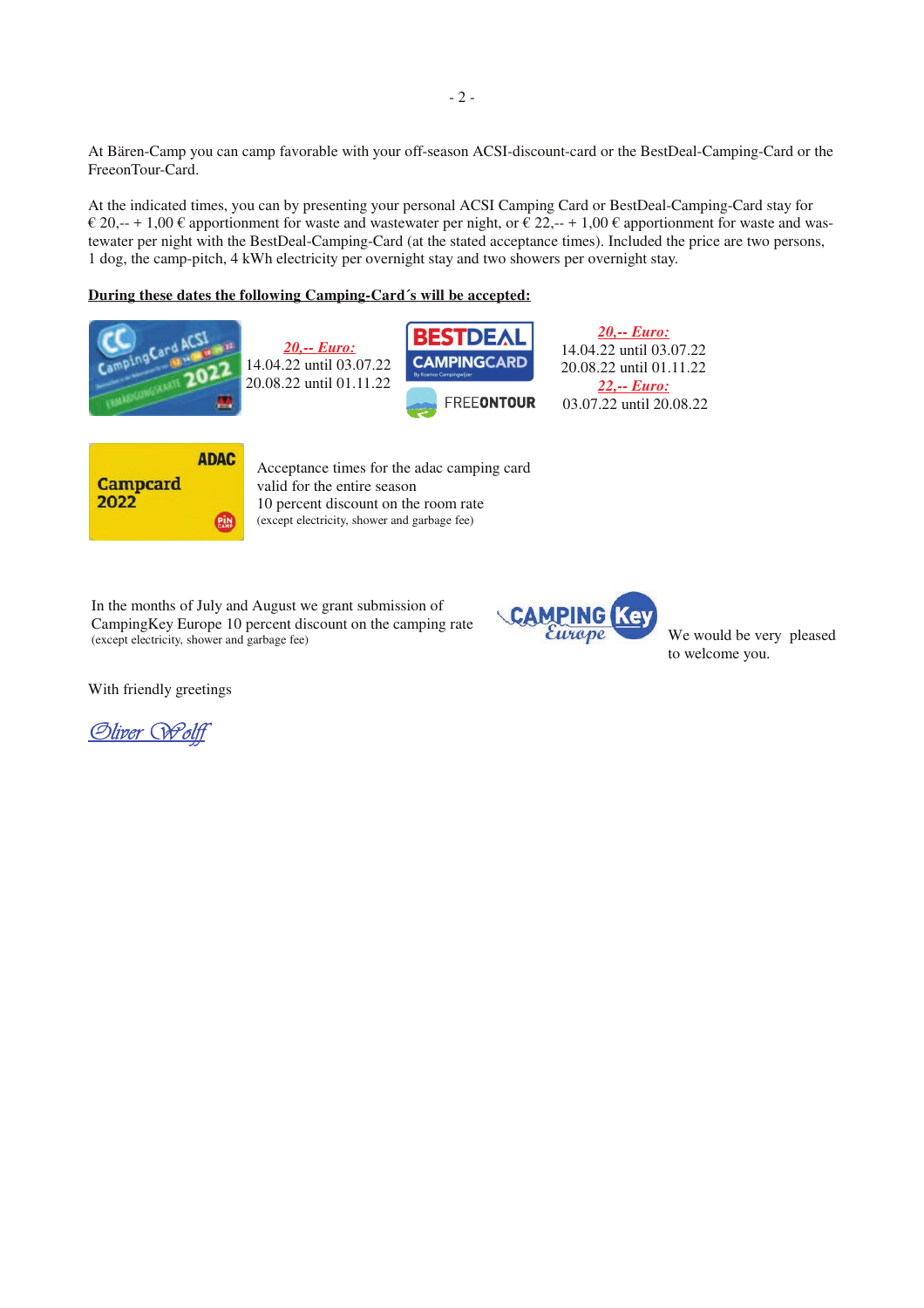At Bären-Camp you can camp favorable with your off-season ACSI-discount-card or the BestDeal-Camping-Card or the FreeonTour-Card.

At the indicated times, you can by presenting your personal ACSI Camping Card or BestDeal-Camping-Card stay for € 20,-- + 1,00 € apportionment for waste and wastewater per night, or € 22,-- + 1,00 € apportionment for waste and wastewater per night with the BestDeal-Camping-Card (at the stated acceptance times). Included the price are two persons, 1 dog, the camp-pitch, 4 kWh electricity per overnight stay and two showers per overnight stay.

**During these dates the following Camping-Card´s will be accepted:**

CampingCard ACSI 2022

*20,-- Euro:*
14.04.22 until 03.07.22
20.08.22 until 01.11.22

BESTDEAL CAMPINGCARD / FREEONTOUR

*20,-- Euro:*
14.04.22 until 03.07.22
20.08.22 until 01.11.22
*22,-- Euro:*
03.07.22 until 20.08.22

ADAC Campcard 2022

Acceptance times for the adac camping card valid for the entire season
10 percent discount on the room rate
(except electricity, shower and garbage fee)

In the months of July and August we grant submission of CampingKey Europe 10 percent discount on the camping rate
(except electricity, shower and garbage fee)

CAMPING Key Europe

We would be very pleased to welcome you.

With friendly greetings

*Oliver Wolff*